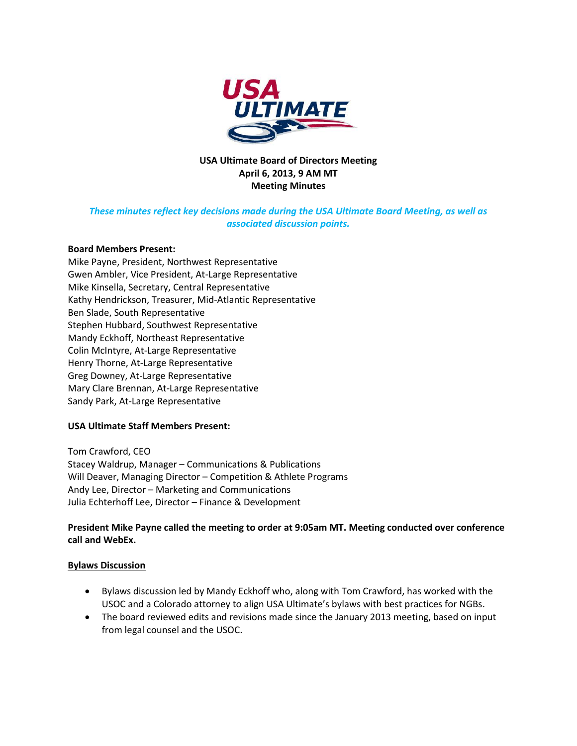**USA Ultimate Board of Directors Meeting**
**April 6, 2013, 9 AM MT**
**Meeting Minutes**

***These minutes reflect key decisions made during the USA Ultimate Board Meeting, as well as associated discussion points.***

**Board Members Present:**

Mike Payne, President, Northwest Representative
Gwen Ambler, Vice President, At-Large Representative
Mike Kinsella, Secretary, Central Representative
Kathy Hendrickson, Treasurer, Mid-Atlantic Representative
Ben Slade, South Representative
Stephen Hubbard, Southwest Representative
Mandy Eckhoff, Northeast Representative
Colin McIntyre, At-Large Representative
Henry Thorne, At-Large Representative
Greg Downey, At-Large Representative
Mary Clare Brennan, At-Large Representative
Sandy Park, At-Large Representative

**USA Ultimate Staff Members Present:**

Tom Crawford, CEO
Stacey Waldrup, Manager – Communications & Publications
Will Deaver, Managing Director – Competition & Athlete Programs
Andy Lee, Director – Marketing and Communications
Julia Echterhoff Lee, Director – Finance & Development

**President Mike Payne called the meeting to order at 9:05am MT. Meeting conducted over conference call and WebEx.**

**<u>Bylaws Discussion</u>**

- Bylaws discussion led by Mandy Eckhoff who, along with Tom Crawford, has worked with the USOC and a Colorado attorney to align USA Ultimate's bylaws with best practices for NGBs.
- The board reviewed edits and revisions made since the January 2013 meeting, based on input from legal counsel and the USOC.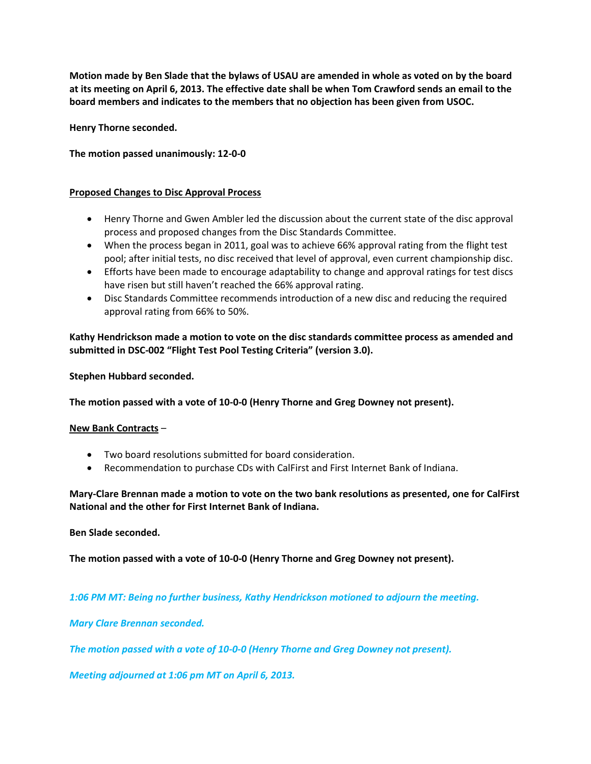**Motion made by Ben Slade that the bylaws of USAU are amended in whole as voted on by the board at its meeting on April 6, 2013. The effective date shall be when Tom Crawford sends an email to the board members and indicates to the members that no objection has been given from USOC.**

**Henry Thorne seconded.**

**The motion passed unanimously: 12-0-0**

**<u>Proposed Changes to Disc Approval Process</u>**

- Henry Thorne and Gwen Ambler led the discussion about the current state of the disc approval process and proposed changes from the Disc Standards Committee.
- When the process began in 2011, goal was to achieve 66% approval rating from the flight test pool; after initial tests, no disc received that level of approval, even current championship disc.
- Efforts have been made to encourage adaptability to change and approval ratings for test discs have risen but still haven't reached the 66% approval rating.
- Disc Standards Committee recommends introduction of a new disc and reducing the required approval rating from 66% to 50%.

**Kathy Hendrickson made a motion to vote on the disc standards committee process as amended and submitted in DSC-002 "Flight Test Pool Testing Criteria" (version 3.0).**

**Stephen Hubbard seconded.**

**The motion passed with a vote of 10-0-0 (Henry Thorne and Greg Downey not present).**

**<u>New Bank Contracts</u>** –

- Two board resolutions submitted for board consideration.
- Recommendation to purchase CDs with CalFirst and First Internet Bank of Indiana.

**Mary-Clare Brennan made a motion to vote on the two bank resolutions as presented, one for CalFirst National and the other for First Internet Bank of Indiana.**

**Ben Slade seconded.**

**The motion passed with a vote of 10-0-0 (Henry Thorne and Greg Downey not present).**

***1:06 PM MT: Being no further business, Kathy Hendrickson motioned to adjourn the meeting.***

***Mary Clare Brennan seconded.***

***The motion passed with a vote of 10-0-0 (Henry Thorne and Greg Downey not present).***

***Meeting adjourned at 1:06 pm MT on April 6, 2013.***